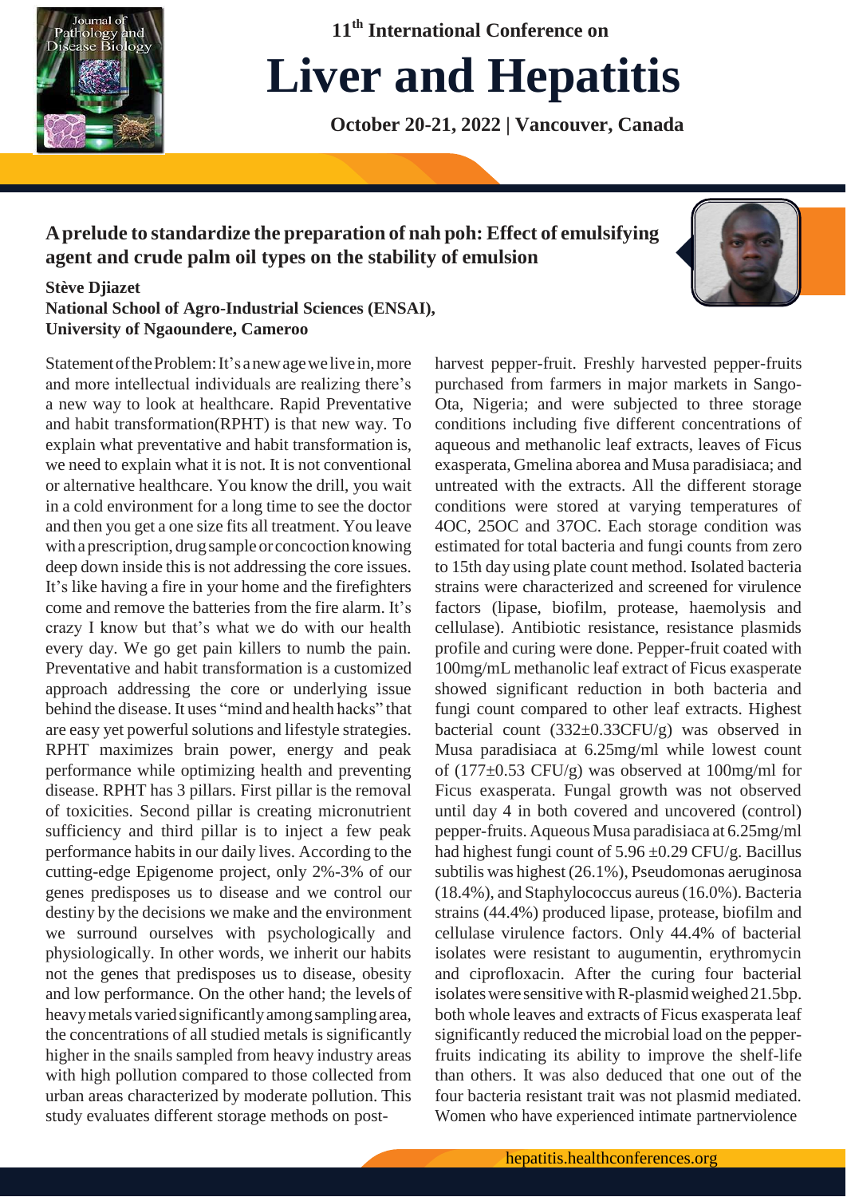# Liver and Hepatitis

**11th International Conference on**

**October 20-21, 2022 | Vancouver, Canada**

## A prelude to standardize the preparation of nah poh: Effect of emulsifying agent and crude palm oil types on the stability of emulsion

**Stève Djiazet**
**National School of Agro-Industrial Sciences (ENSAI), University of Ngaoundere, Cameroo**

Statement of the Problem: It's a new age we live in, more and more intellectual individuals are realizing there's a new way to look at healthcare. Rapid Preventative and habit transformation(RPHT) is that new way. To explain what preventative and habit transformation is, we need to explain what it is not. It is not conventional or alternative healthcare. You know the drill, you wait in a cold environment for a long time to see the doctor and then you get a one size fits all treatment. You leave with a prescription, drug sample or concoction knowing deep down inside this is not addressing the core issues. It's like having a fire in your home and the firefighters come and remove the batteries from the fire alarm. It's crazy I know but that's what we do with our health every day. We go get pain killers to numb the pain. Preventative and habit transformation is a customized approach addressing the core or underlying issue behind the disease. It uses "mind and health hacks" that are easy yet powerful solutions and lifestyle strategies. RPHT maximizes brain power, energy and peak performance while optimizing health and preventing disease. RPHT has 3 pillars. First pillar is the removal of toxicities. Second pillar is creating micronutrient sufficiency and third pillar is to inject a few peak performance habits in our daily lives. According to the cutting-edge Epigenome project, only 2%-3% of our genes predisposes us to disease and we control our destiny by the decisions we make and the environment we surround ourselves with psychologically and physiologically. In other words, we inherit our habits not the genes that predisposes us to disease, obesity and low performance. On the other hand; the levels of heavy metals varied significantly among sampling area, the concentrations of all studied metals is significantly higher in the snails sampled from heavy industry areas with high pollution compared to those collected from urban areas characterized by moderate pollution. This study evaluates different storage methods on post-harvest pepper-fruit. Freshly harvested pepper-fruits purchased from farmers in major markets in Sango-Ota, Nigeria; and were subjected to three storage conditions including five different concentrations of aqueous and methanolic leaf extracts, leaves of Ficus exasperata, Gmelina aborea and Musa paradisiaca; and untreated with the extracts. All the different storage conditions were stored at varying temperatures of 4OC, 25OC and 37OC. Each storage condition was estimated for total bacteria and fungi counts from zero to 15th day using plate count method. Isolated bacteria strains were characterized and screened for virulence factors (lipase, biofilm, protease, haemolysis and cellulase). Antibiotic resistance, resistance plasmids profile and curing were done. Pepper-fruit coated with 100mg/mL methanolic leaf extract of Ficus exasperate showed significant reduction in both bacteria and fungi count compared to other leaf extracts. Highest bacterial count (332±0.33CFU/g) was observed in Musa paradisiaca at 6.25mg/ml while lowest count of (177±0.53 CFU/g) was observed at 100mg/ml for Ficus exasperata. Fungal growth was not observed until day 4 in both covered and uncovered (control) pepper-fruits. Aqueous Musa paradisiaca at 6.25mg/ml had highest fungi count of 5.96 ±0.29 CFU/g. Bacillus subtilis was highest (26.1%), Pseudomonas aeruginosa (18.4%), and Staphylococcus aureus (16.0%). Bacteria strains (44.4%) produced lipase, protease, biofilm and cellulase virulence factors. Only 44.4% of bacterial isolates were resistant to augumentin, erythromycin and ciprofloxacin. After the curing four bacterial isolates were sensitive with R-plasmid weighed 21.5bp. both whole leaves and extracts of Ficus exasperata leaf significantly reduced the microbial load on the pepper-fruits indicating its ability to improve the shelf-life than others. It was also deduced that one out of the four bacteria resistant trait was not plasmid mediated. Women who have experienced intimate partnerviolence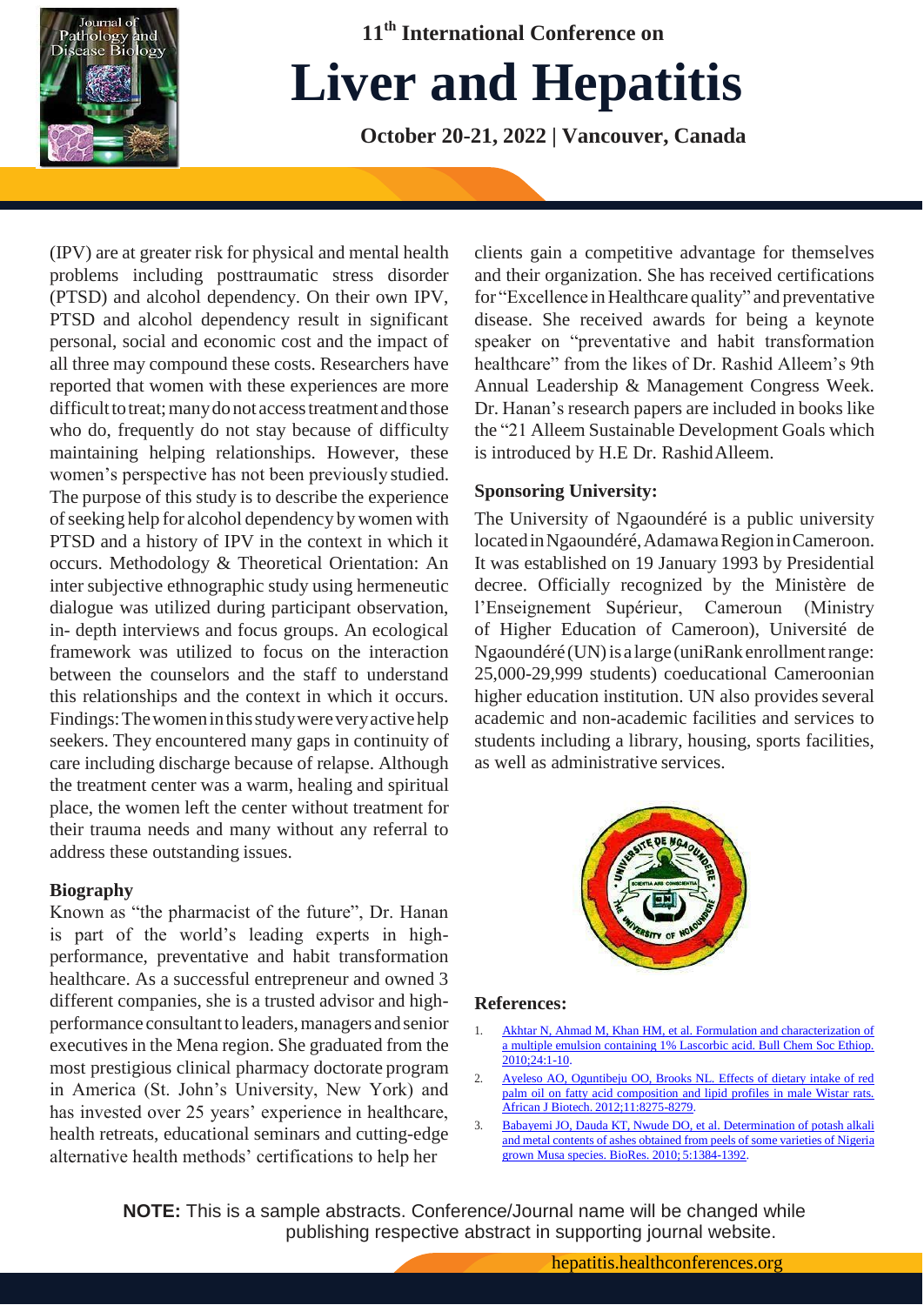(IPV) are at greater risk for physical and mental health problems including posttraumatic stress disorder (PTSD) and alcohol dependency. On their own IPV, PTSD and alcohol dependency result in significant personal, social and economic cost and the impact of all three may compound these costs. Researchers have reported that women with these experiences are more difficult to treat; many do not access treatment and those who do, frequently do not stay because of difficulty maintaining helping relationships. However, these women's perspective has not been previously studied. The purpose of this study is to describe the experience of seeking help for alcohol dependency by women with PTSD and a history of IPV in the context in which it occurs. Methodology & Theoretical Orientation: An inter subjective ethnographic study using hermeneutic dialogue was utilized during participant observation, in- depth interviews and focus groups. An ecological framework was utilized to focus on the interaction between the counselors and the staff to understand this relationships and the context in which it occurs. Findings: The women in this study were very active help seekers. They encountered many gaps in continuity of care including discharge because of relapse. Although the treatment center was a warm, healing and spiritual place, the women left the center without treatment for their trauma needs and many without any referral to address these outstanding issues.

### Biography

Known as "the pharmacist of the future", Dr. Hanan is part of the world's leading experts in high-performance, preventative and habit transformation healthcare. As a successful entrepreneur and owned 3 different companies, she is a trusted advisor and high-performance consultant to leaders, managers and senior executives in the Mena region. She graduated from the most prestigious clinical pharmacy doctorate program in America (St. John's University, New York) and has invested over 25 years' experience in healthcare, health retreats, educational seminars and cutting-edge alternative health methods' certifications to help her clients gain a competitive advantage for themselves and their organization. She has received certifications for "Excellence in Healthcare quality" and preventative disease. She received awards for being a keynote speaker on "preventative and habit transformation healthcare" from the likes of Dr. Rashid Alleem's 9th Annual Leadership & Management Congress Week. Dr. Hanan's research papers are included in books like the "21 Alleem Sustainable Development Goals which is introduced by H.E Dr. Rashid Alleem.

### Sponsoring University:

The University of Ngaoundéré is a public university located in Ngaoundéré, Adamawa Region in Cameroon. It was established on 19 January 1993 by Presidential decree. Officially recognized by the Ministère de l'Enseignement Supérieur, Cameroun (Ministry of Higher Education of Cameroon), Université de Ngaoundéré (UN) is a large (uniRank enrollment range: 25,000-29,999 students) coeducational Cameroonian higher education institution. UN also provides several academic and non-academic facilities and services to students including a library, housing, sports facilities, as well as administrative services.

### References:

1. Akhtar N, Ahmad M, Khan HM, et al. Formulation and characterization of a multiple emulsion containing 1% Lascorbic acid. Bull Chem Soc Ethiop. 2010;24:1-10.
2. Ayeleso AO, Oguntibeju OO, Brooks NL. Effects of dietary intake of red palm oil on fatty acid composition and lipid profiles in male Wistar rats. African J Biotech. 2012;11:8275-8279.
3. Babayemi JO, Dauda KT, Nwude DO, et al. Determination of potash alkali and metal contents of ashes obtained from peels of some varieties of Nigeria grown Musa species. BioRes. 2010; 5:1384-1392.

**NOTE:** This is a sample abstracts. Conference/Journal name will be changed while publishing respective abstract in supporting journal website.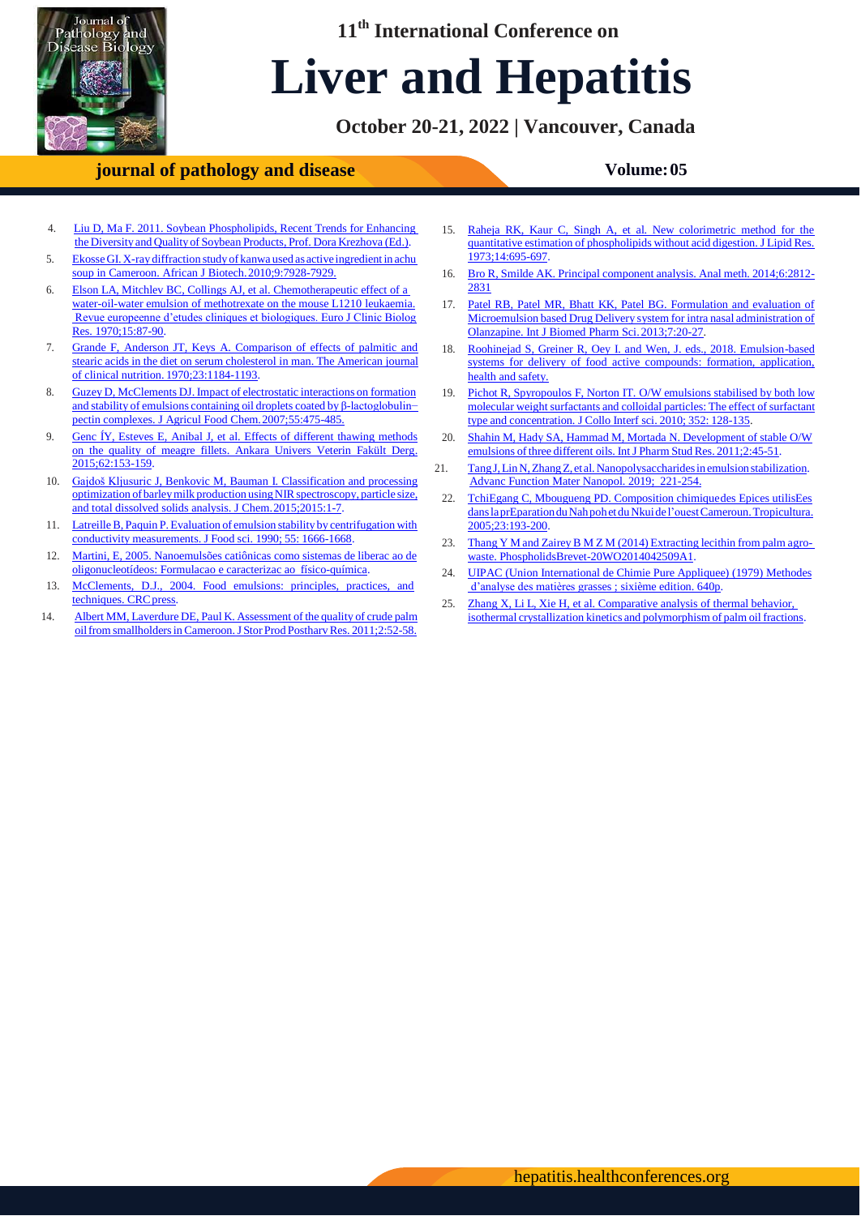4. Liu D, Ma F. 2011. Soybean Phospholipids, Recent Trends for Enhancing the Diversity and Quality of Soybean Products, Prof. Dora Krezhova (Ed.).
5. Ekosse GI. X-ray diffraction study of kanwa used as active ingredient in achu soup in Cameroon. African J Biotech. 2010;9:7928-7929.
6. Elson LA, Mitchlev BC, Collings AJ, et al. Chemotherapeutic effect of a water-oil-water emulsion of methotrexate on the mouse L1210 leukaemia. Revue europeenne d'etudes cliniques et biologiques. Euro J Clinic Biolog Res. 1970;15:87-90.
7. Grande F, Anderson JT, Keys A. Comparison of effects of palmitic and stearic acids in the diet on serum cholesterol in man. The American journal of clinical nutrition. 1970;23:1184-1193.
8. Guzey D, McClements DJ. Impact of electrostatic interactions on formation and stability of emulsions containing oil droplets coated by β-lactoglobulin–pectin complexes. J Agricul Food Chem. 2007;55:475-485.
9. Genc ÍY, Esteves E, Anibal J, et al. Effects of different thawing methods on the quality of meagre fillets. Ankara Univers Veterin Fakült Derg. 2015;62:153-159.
10. Gajdoš Kljusuric J, Benkovic M, Bauman I. Classification and processing optimization of barley milk production using NIR spectroscopy, particle size, and total dissolved solids analysis. J Chem. 2015;2015:1-7.
11. Latreille B, Paquin P. Evaluation of emulsion stability by centrifugation with conductivity measurements. J Food sci. 1990; 55: 1666-1668.
12. Martini, E, 2005. Nanoemulsões catiônicas como sistemas de liberac ao de oligonucleotídeos: Formulacao e caracterizac ao físico-química.
13. McClements, D.J., 2004. Food emulsions: principles, practices, and techniques. CRC press.
14. Albert MM, Laverdure DE, Paul K. Assessment of the quality of crude palm oil from smallholders in Cameroon. J Stor Prod Postharv Res. 2011;2:52-58.
15. Raheja RK, Kaur C, Singh A, et al. New colorimetric method for the quantitative estimation of phospholipids without acid digestion. J Lipid Res. 1973;14:695-697.
16. Bro R, Smilde AK. Principal component analysis. Anal meth. 2014;6:2812-2831
17. Patel RB, Patel MR, Bhatt KK, Patel BG. Formulation and evaluation of Microemulsion based Drug Delivery system for intra nasal administration of Olanzapine. Int J Biomed Pharm Sci. 2013;7:20-27.
18. Roohinejad S, Greiner R, Oey I. and Wen, J. eds., 2018. Emulsion-based systems for delivery of food active compounds: formation, application, health and safety.
19. Pichot R, Spyropoulos F, Norton IT. O/W emulsions stabilised by both low molecular weight surfactants and colloidal particles: The effect of surfactant type and concentration. J Collo Interf sci. 2010; 352: 128-135.
20. Shahin M, Hady SA, Hammad M, Mortada N. Development of stable O/W emulsions of three different oils. Int J Pharm Stud Res. 2011;2:45-51.
21. Tang J, Lin N, Zhang Z, et al. Nanopolysaccharides in emulsion stabilization. Advanc Function Mater Nanopol. 2019; 221-254.
22. TchiEgang C, Mbougueng PD. Composition chimiquedes Epices utilisEes dans la prEparation du Nah poh et du Nkui de l'ouest Cameroun. Tropicultura. 2005;23:193-200.
23. Thang Y M and Zairey B M Z M (2014) Extracting lecithin from palm agro-waste. PhospholidsBrevet-20WO2014042509A1.
24. UIPAC (Union International de Chimie Pure Appliquee) (1979) Methodes d'analyse des matières grasses ; sixième edition. 640p.
25. Zhang X, Li L, Xie H, et al. Comparative analysis of thermal behavior, isothermal crystallization kinetics and polymorphism of palm oil fractions.